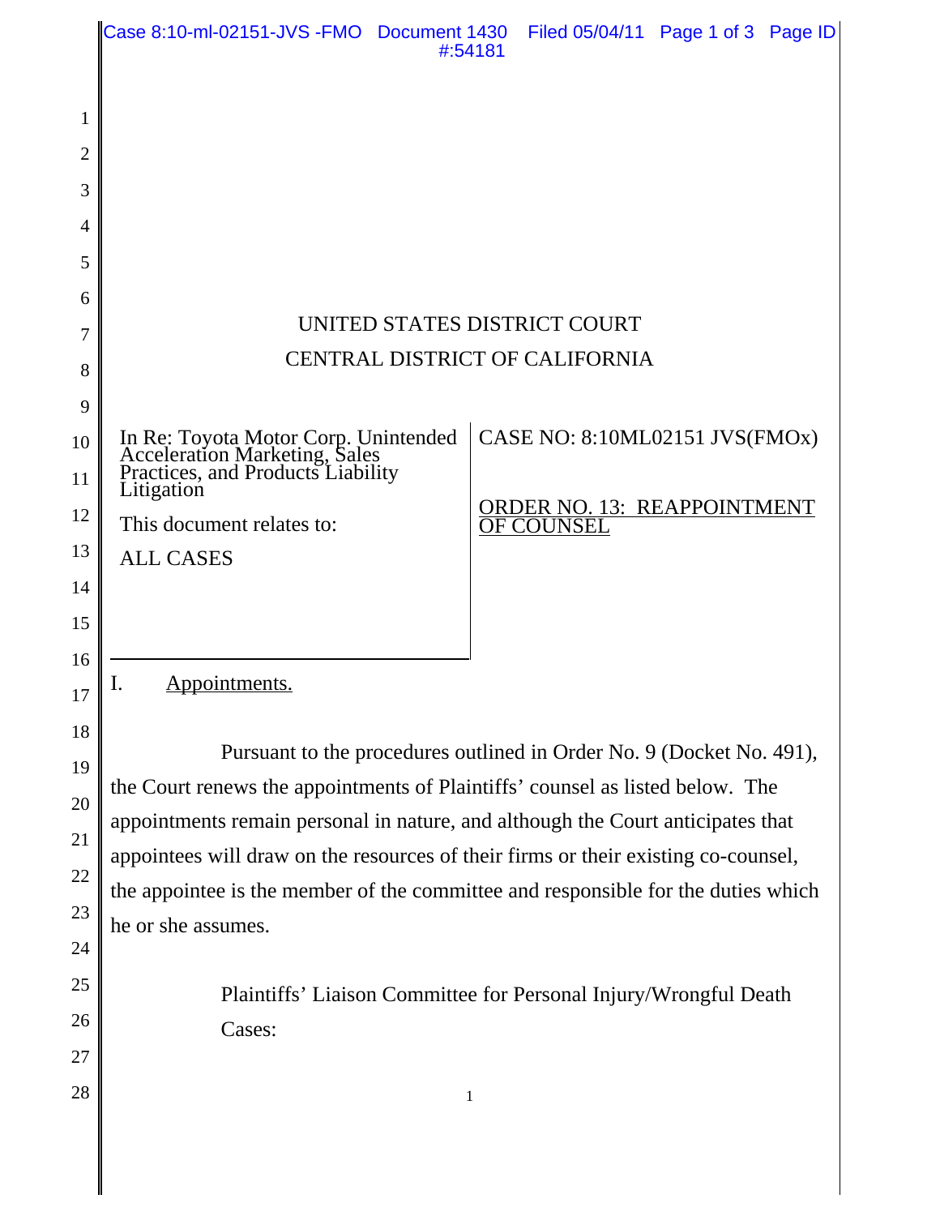UNITED STATES DISTRICT COURT

CENTRAL DISTRICT OF CALIFORNIA

| In Re: Toyota Motor Corp. Unintended Acceleration Marketing, Sales Practices, and Products Liability Litigation<br><br>This document relates to:<br><br>ALL CASES | CASE NO: 8:10ML02151 JVS(FMOx)<br><br>ORDER NO. 13: REAPPOINTMENT OF COUNSEL |
|---|---|

I. Appointments.

Pursuant to the procedures outlined in Order No. 9 (Docket No. 491), the Court renews the appointments of Plaintiffs' counsel as listed below. The appointments remain personal in nature, and although the Court anticipates that appointees will draw on the resources of their firms or their existing co-counsel, the appointee is the member of the committee and responsible for the duties which he or she assumes.

Plaintiffs' Liaison Committee for Personal Injury/Wrongful Death Cases: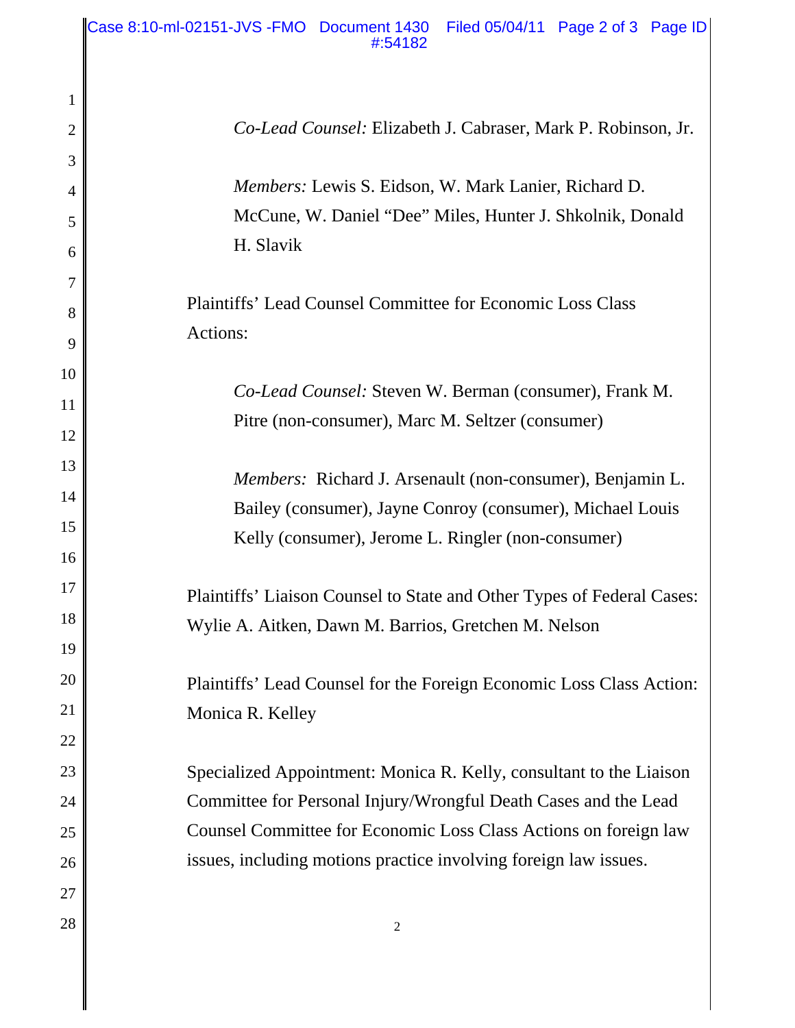*Co-Lead Counsel:* Elizabeth J. Cabraser, Mark P. Robinson, Jr.

*Members:* Lewis S. Eidson, W. Mark Lanier, Richard D. McCune, W. Daniel "Dee" Miles, Hunter J. Shkolnik, Donald H. Slavik

Plaintiffs' Lead Counsel Committee for Economic Loss Class Actions:

*Co-Lead Counsel:* Steven W. Berman (consumer), Frank M. Pitre (non-consumer), Marc M. Seltzer (consumer)

*Members:* Richard J. Arsenault (non-consumer), Benjamin L. Bailey (consumer), Jayne Conroy (consumer), Michael Louis Kelly (consumer), Jerome L. Ringler (non-consumer)

Plaintiffs' Liaison Counsel to State and Other Types of Federal Cases: Wylie A. Aitken, Dawn M. Barrios, Gretchen M. Nelson

Plaintiffs' Lead Counsel for the Foreign Economic Loss Class Action: Monica R. Kelley

Specialized Appointment: Monica R. Kelly, consultant to the Liaison Committee for Personal Injury/Wrongful Death Cases and the Lead Counsel Committee for Economic Loss Class Actions on foreign law issues, including motions practice involving foreign law issues.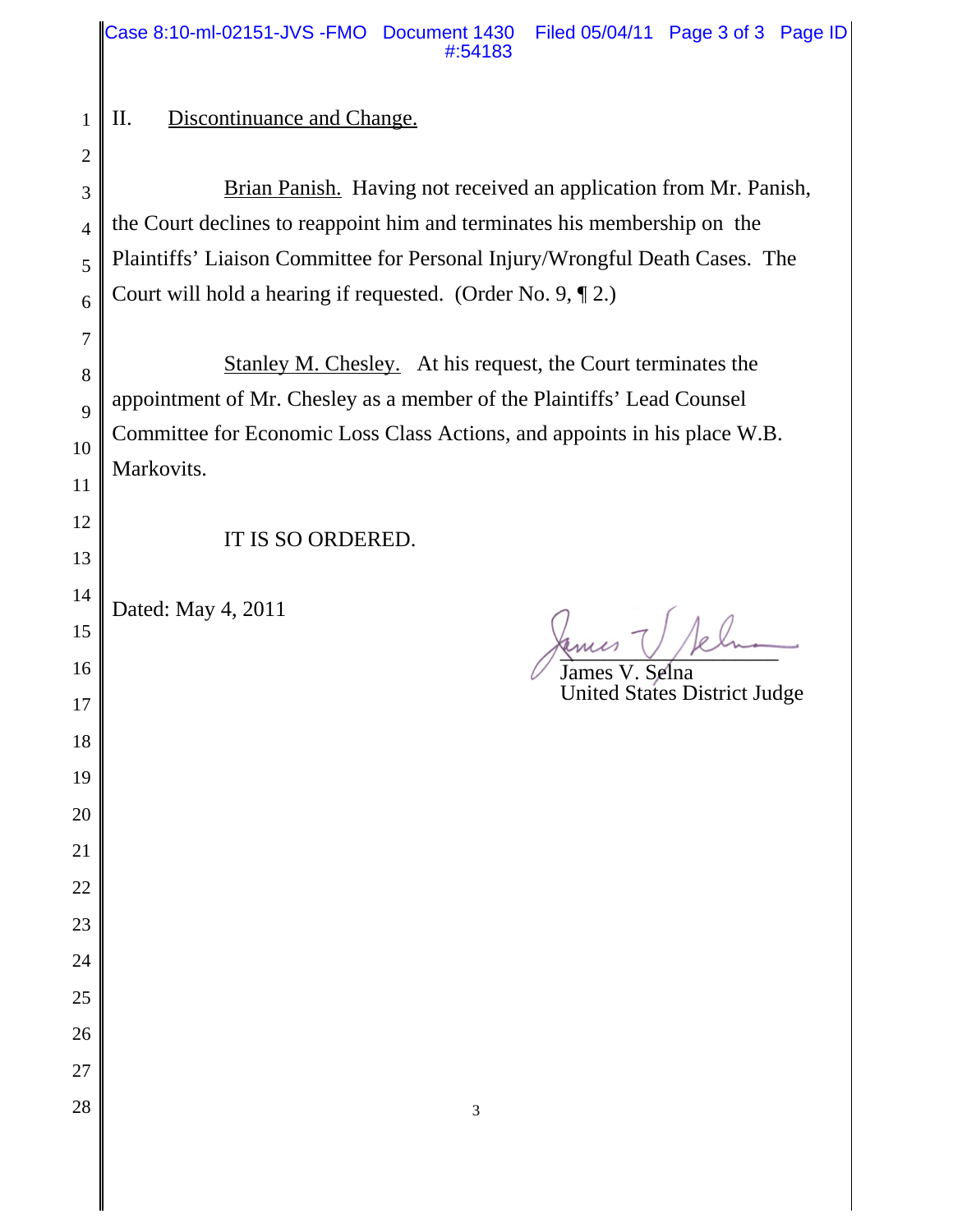## II. Discontinuance and Change.

Brian Panish. Having not received an application from Mr. Panish, the Court declines to reappoint him and terminates his membership on the Plaintiffs' Liaison Committee for Personal Injury/Wrongful Death Cases. The Court will hold a hearing if requested. (Order No. 9, ¶ 2.)

Stanley M. Chesley. At his request, the Court terminates the appointment of Mr. Chesley as a member of the Plaintiffs' Lead Counsel Committee for Economic Loss Class Actions, and appoints in his place W.B. Markovits.

IT IS SO ORDERED.

Dated: May 4, 2011

James V. Selna
United States District Judge